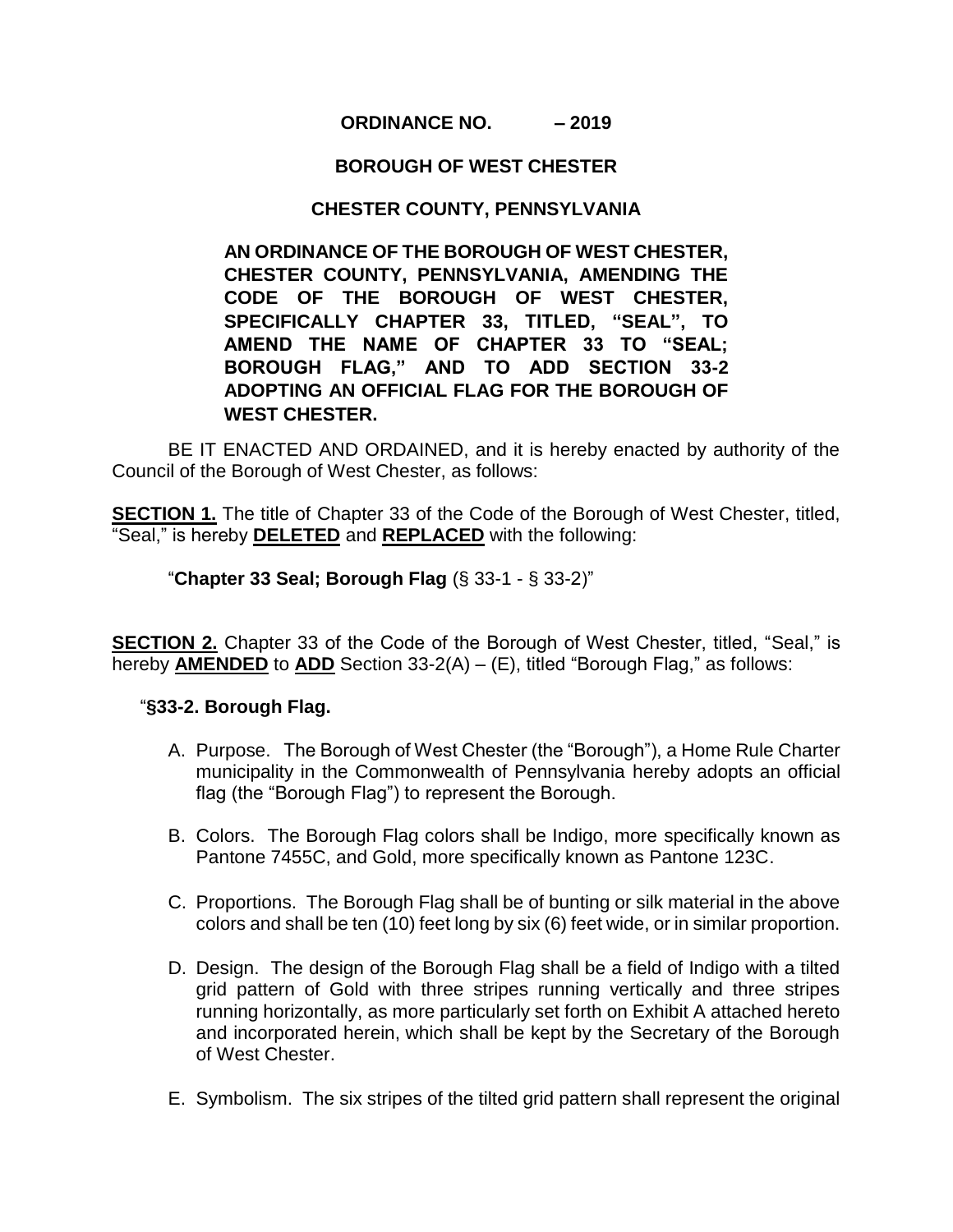**ORDINANCE NO. – 2019**

**BOROUGH OF WEST CHESTER**

**CHESTER COUNTY, PENNSYLVANIA**

**AN ORDINANCE OF THE BOROUGH OF WEST CHESTER, CHESTER COUNTY, PENNSYLVANIA, AMENDING THE CODE OF THE BOROUGH OF WEST CHESTER, SPECIFICALLY CHAPTER 33, TITLED, "SEAL", TO AMEND THE NAME OF CHAPTER 33 TO "SEAL; BOROUGH FLAG," AND TO ADD SECTION 33-2 ADOPTING AN OFFICIAL FLAG FOR THE BOROUGH OF WEST CHESTER.**

BE IT ENACTED AND ORDAINED, and it is hereby enacted by authority of the Council of the Borough of West Chester, as follows:

**SECTION 1.** The title of Chapter 33 of the Code of the Borough of West Chester, titled, "Seal," is hereby **DELETED** and **REPLACED** with the following:

"**Chapter 33 Seal; Borough Flag** (§ 33-1 - § 33-2)"

**SECTION 2.** Chapter 33 of the Code of the Borough of West Chester, titled, "Seal," is hereby **AMENDED** to **ADD** Section 33-2(A) – (E), titled "Borough Flag," as follows:

"**§33-2. Borough Flag.**

A. Purpose. The Borough of West Chester (the "Borough"), a Home Rule Charter municipality in the Commonwealth of Pennsylvania hereby adopts an official flag (the "Borough Flag") to represent the Borough.

B. Colors. The Borough Flag colors shall be Indigo, more specifically known as Pantone 7455C, and Gold, more specifically known as Pantone 123C.

C. Proportions. The Borough Flag shall be of bunting or silk material in the above colors and shall be ten (10) feet long by six (6) feet wide, or in similar proportion.

D. Design. The design of the Borough Flag shall be a field of Indigo with a tilted grid pattern of Gold with three stripes running vertically and three stripes running horizontally, as more particularly set forth on Exhibit A attached hereto and incorporated herein, which shall be kept by the Secretary of the Borough of West Chester.

E. Symbolism. The six stripes of the tilted grid pattern shall represent the original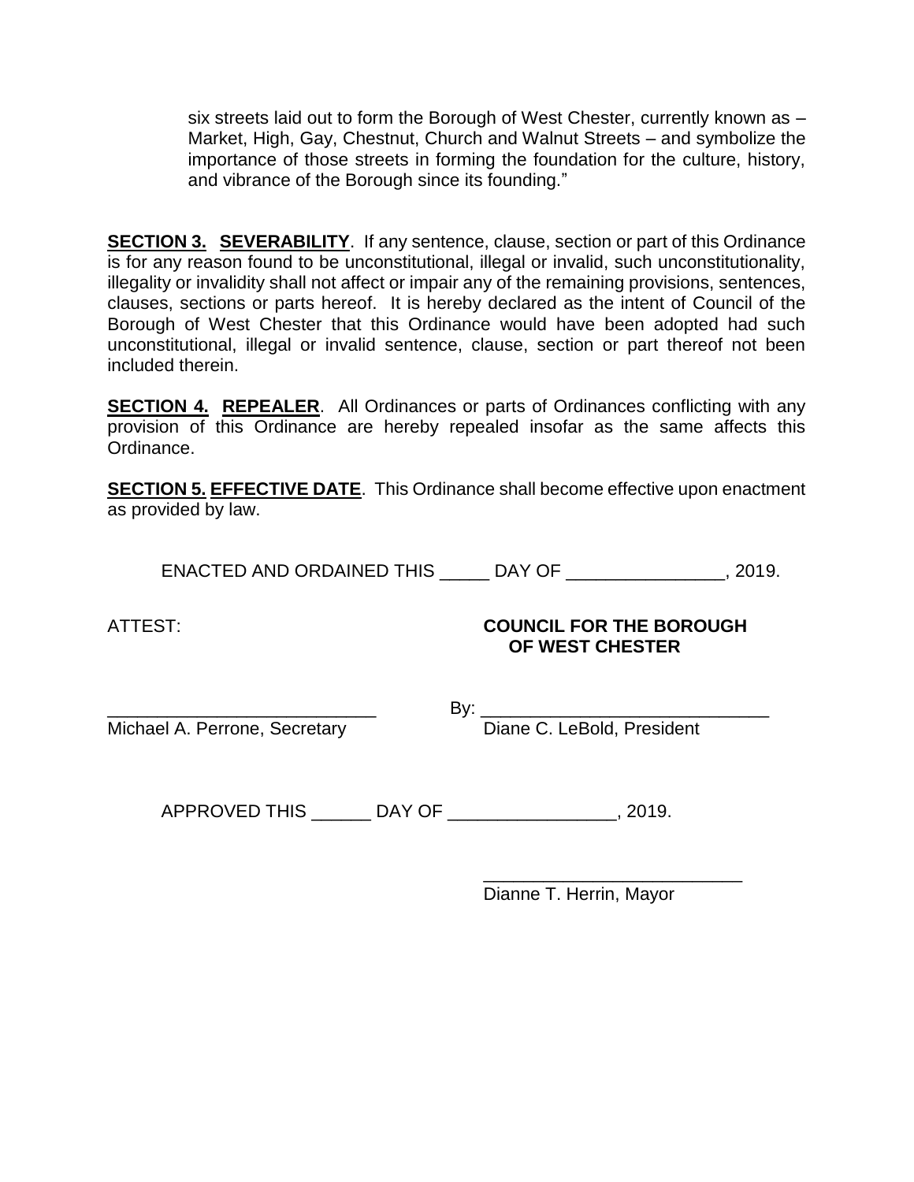six streets laid out to form the Borough of West Chester, currently known as – Market, High, Gay, Chestnut, Church and Walnut Streets – and symbolize the importance of those streets in forming the foundation for the culture, history, and vibrance of the Borough since its founding."

**SECTION 3. SEVERABILITY**. If any sentence, clause, section or part of this Ordinance is for any reason found to be unconstitutional, illegal or invalid, such unconstitutionality, illegality or invalidity shall not affect or impair any of the remaining provisions, sentences, clauses, sections or parts hereof. It is hereby declared as the intent of Council of the Borough of West Chester that this Ordinance would have been adopted had such unconstitutional, illegal or invalid sentence, clause, section or part thereof not been included therein.

**SECTION 4. REPEALER**. All Ordinances or parts of Ordinances conflicting with any provision of this Ordinance are hereby repealed insofar as the same affects this Ordinance.

**SECTION 5. EFFECTIVE DATE**. This Ordinance shall become effective upon enactment as provided by law.

ENACTED AND ORDAINED THIS _____ DAY OF ________________, 2019.

ATTEST:

**COUNCIL FOR THE BOROUGH OF WEST CHESTER**

___________________________
Michael A. Perrone, Secretary

By: _____________________________
Diane C. LeBold, President

APPROVED THIS ______ DAY OF _________________, 2019.

__________________________
Dianne T. Herrin, Mayor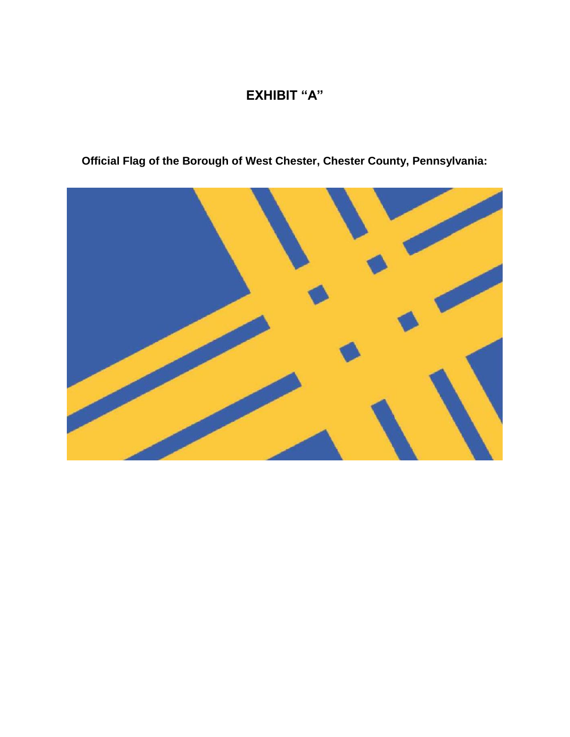# EXHIBIT "A"

**Official Flag of the Borough of West Chester, Chester County, Pennsylvania:**